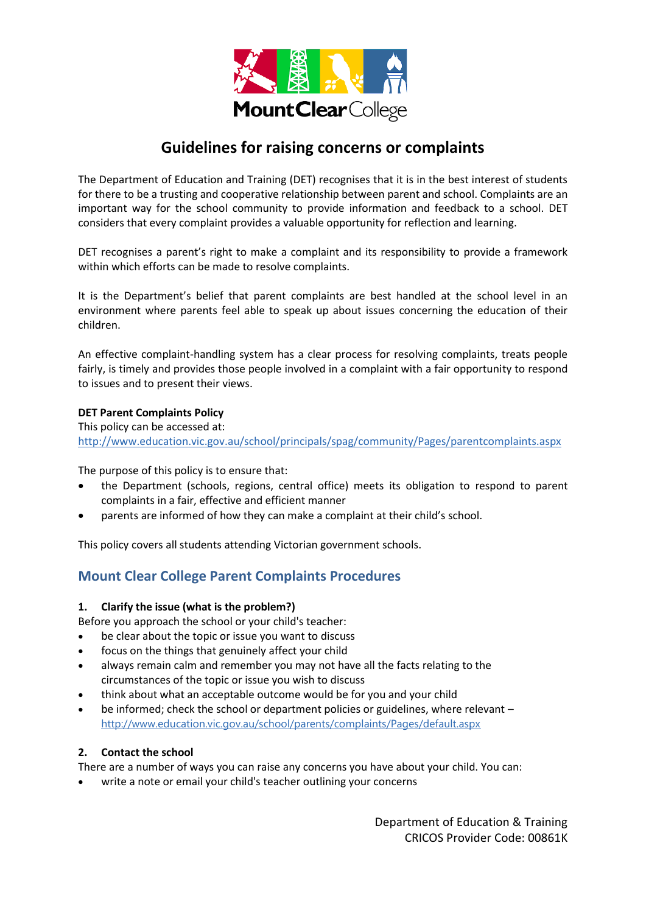MountClear College

# Guidelines for raising concerns or complaints

The Department of Education and Training (DET) recognises that it is in the best interest of students for there to be a trusting and cooperative relationship between parent and school. Complaints are an important way for the school community to provide information and feedback to a school. DET considers that every complaint provides a valuable opportunity for reflection and learning.

DET recognises a parent's right to make a complaint and its responsibility to provide a framework within which efforts can be made to resolve complaints.

It is the Department's belief that parent complaints are best handled at the school level in an environment where parents feel able to speak up about issues concerning the education of their children.

An effective complaint-handling system has a clear process for resolving complaints, treats people fairly, is timely and provides those people involved in a complaint with a fair opportunity to respond to issues and to present their views.

**DET Parent Complaints Policy**
This policy can be accessed at:
http://www.education.vic.gov.au/school/principals/spag/community/Pages/parentcomplaints.aspx

The purpose of this policy is to ensure that:

- the Department (schools, regions, central office) meets its obligation to respond to parent complaints in a fair, effective and efficient manner
- parents are informed of how they can make a complaint at their child's school.

This policy covers all students attending Victorian government schools.

## Mount Clear College Parent Complaints Procedures

**1. Clarify the issue (what is the problem?)**
Before you approach the school or your child's teacher:

- be clear about the topic or issue you want to discuss
- focus on the things that genuinely affect your child
- always remain calm and remember you may not have all the facts relating to the circumstances of the topic or issue you wish to discuss
- think about what an acceptable outcome would be for you and your child
- be informed; check the school or department policies or guidelines, where relevant – http://www.education.vic.gov.au/school/parents/complaints/Pages/default.aspx

**2. Contact the school**
There are a number of ways you can raise any concerns you have about your child. You can:

- write a note or email your child's teacher outlining your concerns

Department of Education & Training
CRICOS Provider Code: 00861K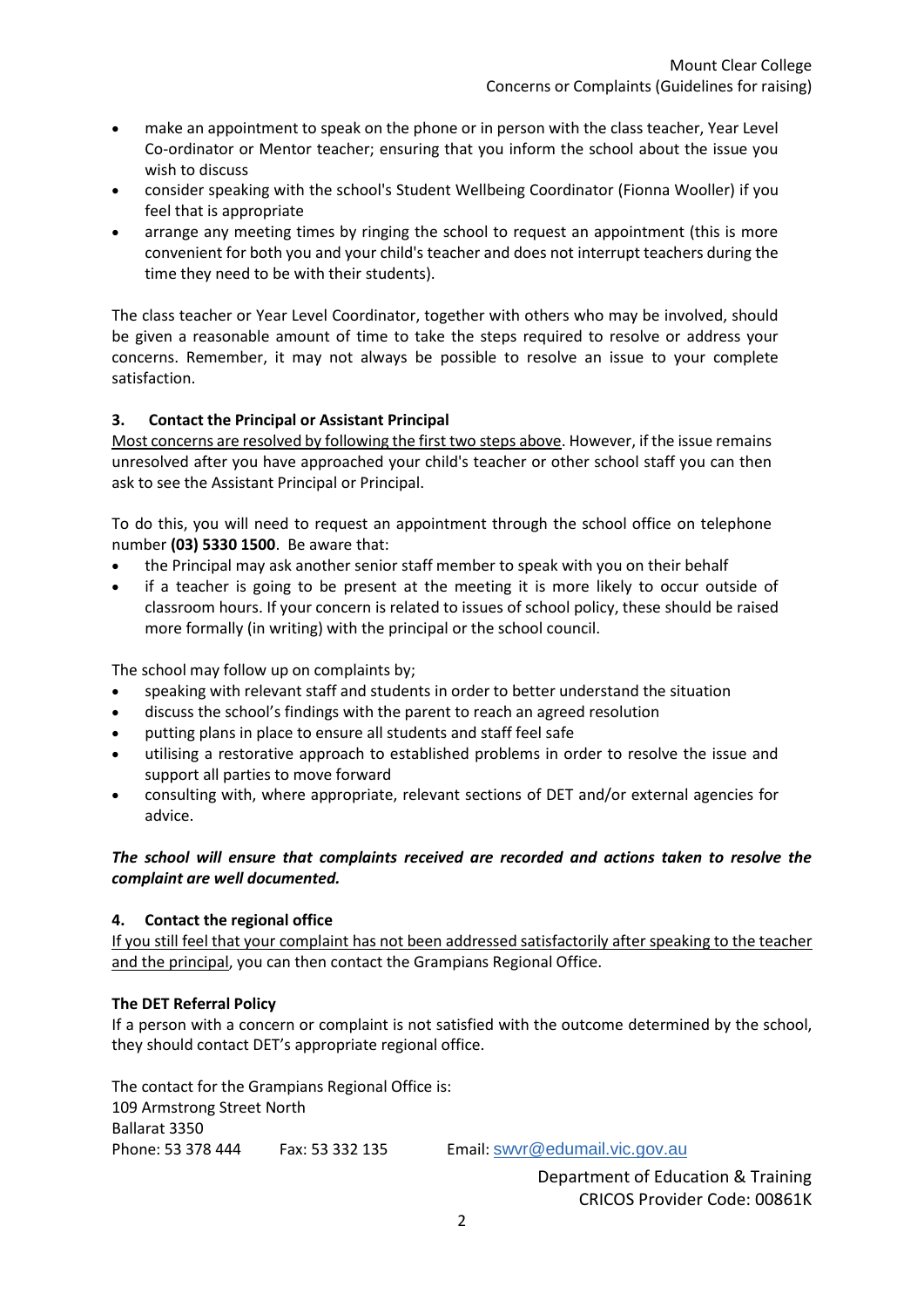- make an appointment to speak on the phone or in person with the class teacher, Year Level Co-ordinator or Mentor teacher; ensuring that you inform the school about the issue you wish to discuss
- consider speaking with the school's Student Wellbeing Coordinator (Fionna Wooller) if you feel that is appropriate
- arrange any meeting times by ringing the school to request an appointment (this is more convenient for both you and your child's teacher and does not interrupt teachers during the time they need to be with their students).

The class teacher or Year Level Coordinator, together with others who may be involved, should be given a reasonable amount of time to take the steps required to resolve or address your concerns. Remember, it may not always be possible to resolve an issue to your complete satisfaction.

### 3. Contact the Principal or Assistant Principal

Most concerns are resolved by following the first two steps above. However, if the issue remains unresolved after you have approached your child's teacher or other school staff you can then ask to see the Assistant Principal or Principal.

To do this, you will need to request an appointment through the school office on telephone number **(03) 5330 1500**. Be aware that:

- the Principal may ask another senior staff member to speak with you on their behalf
- if a teacher is going to be present at the meeting it is more likely to occur outside of classroom hours. If your concern is related to issues of school policy, these should be raised more formally (in writing) with the principal or the school council.

The school may follow up on complaints by;

- speaking with relevant staff and students in order to better understand the situation
- discuss the school's findings with the parent to reach an agreed resolution
- putting plans in place to ensure all students and staff feel safe
- utilising a restorative approach to established problems in order to resolve the issue and support all parties to move forward
- consulting with, where appropriate, relevant sections of DET and/or external agencies for advice.

***The school will ensure that complaints received are recorded and actions taken to resolve the complaint are well documented.***

### 4. Contact the regional office

If you still feel that your complaint has not been addressed satisfactorily after speaking to the teacher and the principal, you can then contact the Grampians Regional Office.

**The DET Referral Policy**

If a person with a concern or complaint is not satisfied with the outcome determined by the school, they should contact DET's appropriate regional office.

The contact for the Grampians Regional Office is:
109 Armstrong Street North
Ballarat 3350
Phone: 53 378 444 Fax: 53 332 135 Email: swvr@edumail.vic.gov.au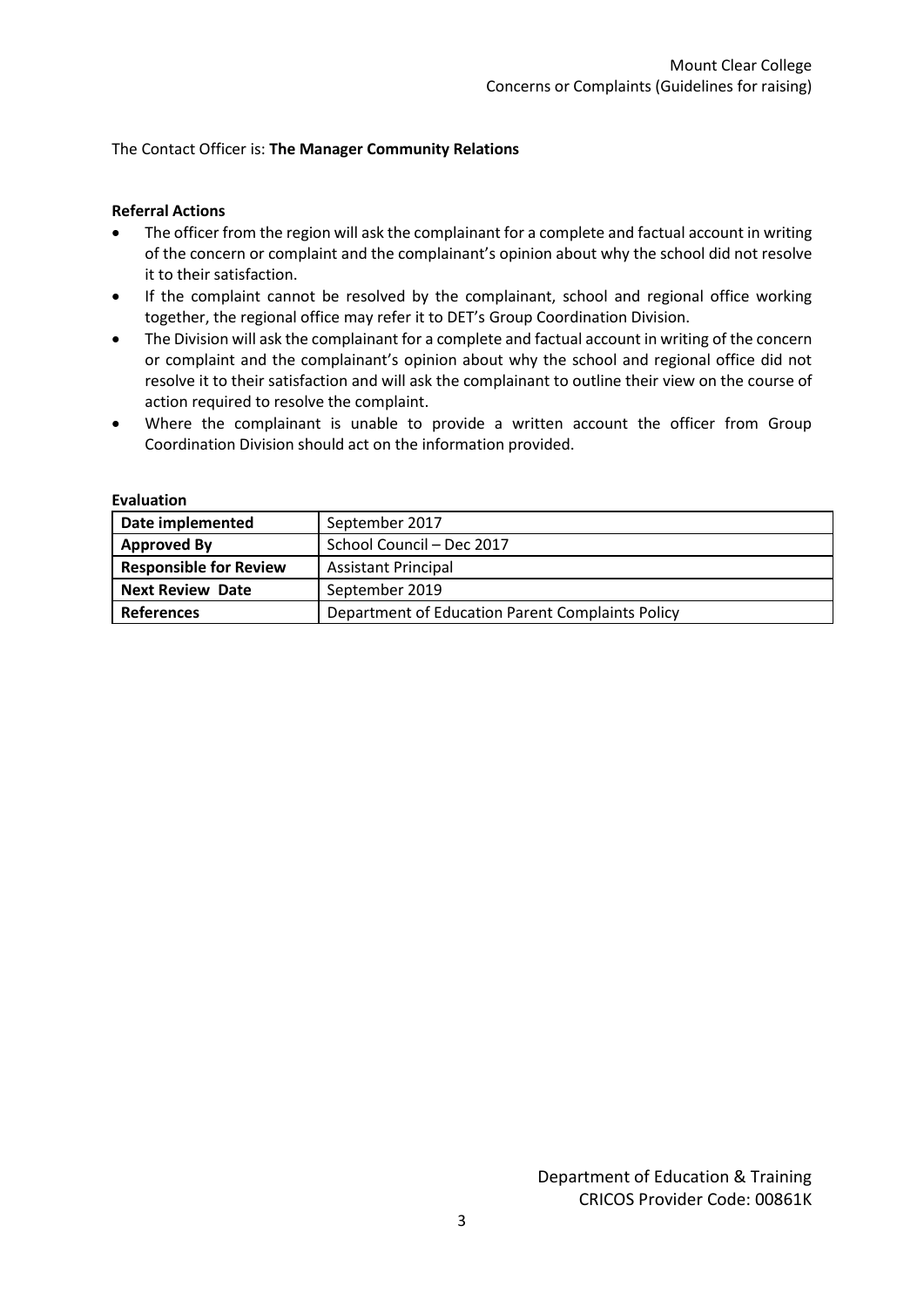The Contact Officer is: **The Manager Community Relations**

**Referral Actions**

- The officer from the region will ask the complainant for a complete and factual account in writing of the concern or complaint and the complainant's opinion about why the school did not resolve it to their satisfaction.
- If the complaint cannot be resolved by the complainant, school and regional office working together, the regional office may refer it to DET's Group Coordination Division.
- The Division will ask the complainant for a complete and factual account in writing of the concern or complaint and the complainant's opinion about why the school and regional office did not resolve it to their satisfaction and will ask the complainant to outline their view on the course of action required to resolve the complaint.
- Where the complainant is unable to provide a written account the officer from Group Coordination Division should act on the information provided.

**Evaluation**

| | |
|---|---|
| **Date implemented** | September 2017 |
| **Approved By** | School Council – Dec 2017 |
| **Responsible for Review** | Assistant Principal |
| **Next Review Date** | September 2019 |
| **References** | Department of Education Parent Complaints Policy |

Department of Education & Training
CRICOS Provider Code: 00861K